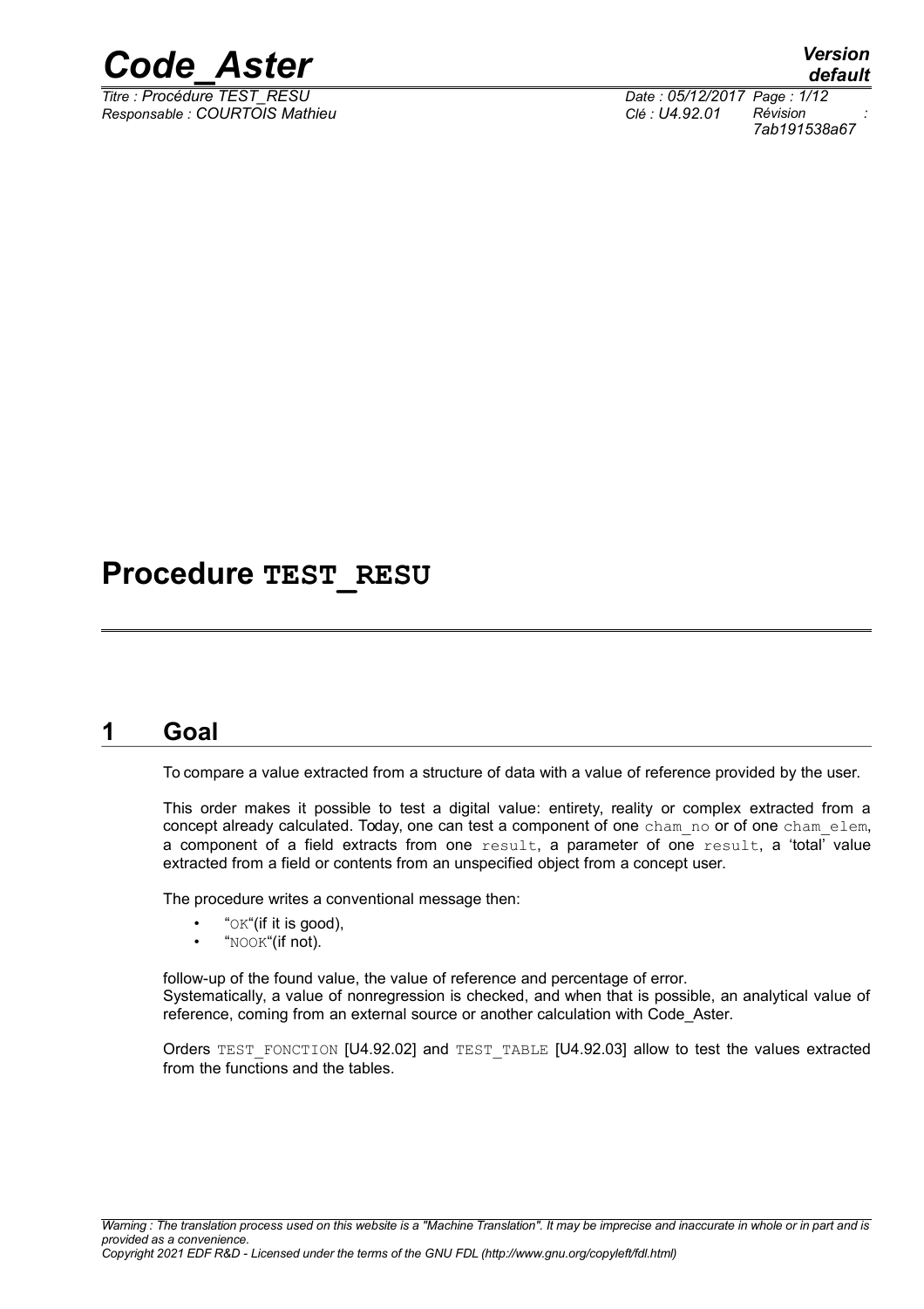# Procedure TEST_RESU

## 1 Goal

To compare a value extracted from a structure of data with a value of reference provided by the user.

This order makes it possible to test a digital value: entirety, reality or complex extracted from a concept already calculated. Today, one can test a component of one cham_no or of one cham_elem, a component of a field extracts from one result, a parameter of one result, a 'total' value extracted from a field or contents from an unspecified object from a concept user.

The procedure writes a conventional message then:

- "OK"(if it is good),
- "NOOK"(if not).

follow-up of the found value, the value of reference and percentage of error.
Systematically, a value of nonregression is checked, and when that is possible, an analytical value of reference, coming from an external source or another calculation with Code_Aster.

Orders TEST_FONCTION [U4.92.02] and TEST_TABLE [U4.92.03] allow to test the values extracted from the functions and the tables.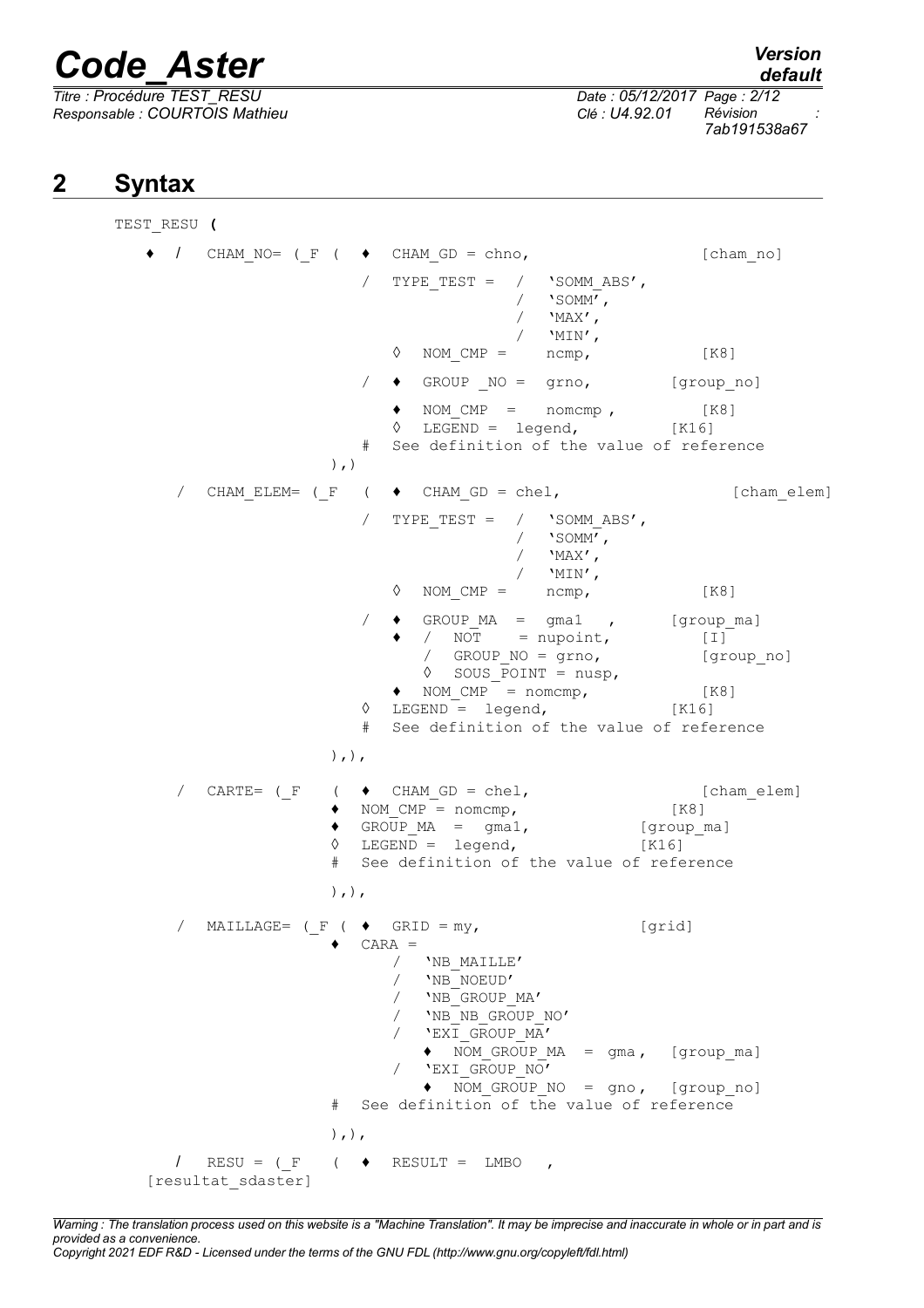## 2 Syntax

```
TEST_RESU (

  ♦ / CHAM_NO= (_F ( ♦ CHAM_GD = chno,                          [cham_no]
                     / TYPE_TEST = / 'SOMM_ABS',
                                   / 'SOMM',
                                   / 'MAX',
                                   / 'MIN',
                       ◊ NOM_CMP =   ncmp,                       [K8]
                     / ♦ GROUP _NO = grno,                       [group_no]
                       ♦ NOM_CMP =   nomcmp ,                    [K8]
                       ◊ LEGEND = legend,                        [K16]
                     # See definition of the value of reference
                   ),)

    / CHAM_ELEM= (_F ( ♦ CHAM_GD = chel,                         [cham_elem]
                     / TYPE_TEST = / 'SOMM_ABS',
                                   / 'SOMM',
                                   / 'MAX',
                                   / 'MIN',
                       ◊ NOM_CMP =   ncmp,                       [K8]
                     / ♦ GROUP_MA  = gma1  ,                     [group_ma]
                       ♦ / NOT     = nupoint,                    [I]
                         / GROUP_NO = grno,                      [group_no]
                         ◊ SOUS_POINT = nusp,
                       ♦ NOM_CMP  = nomcmp,                      [K8]
                     ◊ LEGEND = legend,                          [K16]
                     # See definition of the value of reference

                   ),),

    / CARTE= (_F  ( ♦ CHAM_GD = chel,                            [cham_elem]
                  ♦ NOM_CMP = nomcmp,                            [K8]
                  ♦ GROUP_MA  =  gma1,                           [group_ma]
                  ◊ LEGEND = legend,                             [K16]
                  # See definition of the value of reference

                  ),),

    / MAILLAGE= (_F ( ♦ GRID = my,                               [grid]
                  ♦ CARA =
                      / 'NB_MAILLE'
                      / 'NB_NOEUD'
                      / 'NB_GROUP_MA'
                      / 'NB_NB_GROUP_NO'
                      / 'EXI_GROUP_MA'
                          ♦ NOM_GROUP_MA  = gma,                 [group_ma]
                      / 'EXI_GROUP_NO'
                          ♦ NOM_GROUP_NO  = gno,                 [group_no]
                  # See definition of the value of reference

                  ),),

    / RESU = (_F  ( ♦ RESULT = LMBO  ,
[resultat_sdaster]
```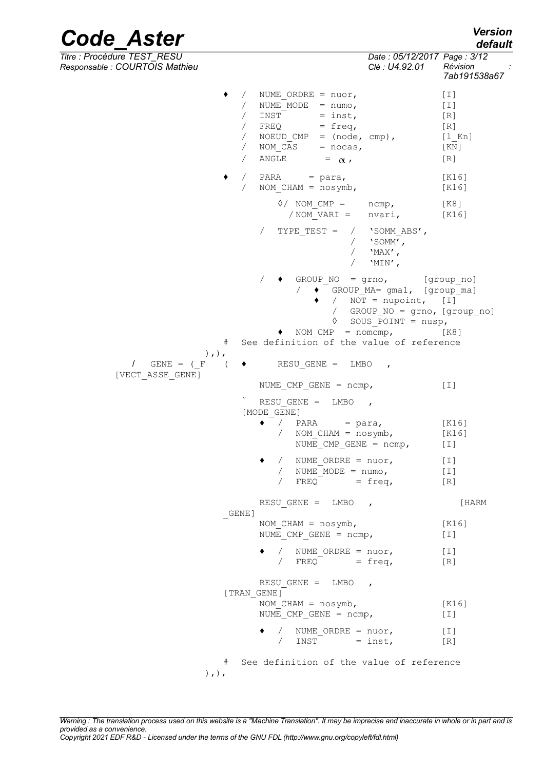```
          ♦  /  NUME_ORDRE = nuor,              [I]
             /  NUME_MODE  = numo,              [I]
             /  INST       = inst,              [R]
             /  FREQ       = freq,              [R]
             /  NOEUD_CMP  = (node, cmp),       [l_Kn]
             /  NOM_CAS    = nocas,             [KN]
             /  ANGLE      = α ,                [R]

          ♦  /  PARA     = para,                [K16]
             /  NOM_CHAM = nosymb,              [K16]

                  ◊/ NOM_CMP =     ncmp,        [K8]
                    / NOM_VARI =   nvari,       [K16]

                /  TYPE_TEST =  /  'SOMM_ABS',
                                /  'SOMM',
                                /  'MAX',
                                /  'MIN',

                /  ♦  GROUP_NO  = grno,       [group_no]
                      /  ♦  GROUP_MA= gma1,  [group_ma]
                            ♦  /  NOT = nupoint,  [I]
                               /  GROUP_NO = grno, [group_no]
                            ◊  SOUS_POINT = nusp,
                   ♦  NOM_CMP  = nomcmp,         [K8]
          #  See definition of the value of reference
       ),),
  /  GENE = (_F  (  ♦      RESU_GENE =  LMBO   ,
[VECT_ASSE_GENE]
                  NUME_CMP_GENE = ncmp,              [I]

                ˜  RESU_GENE =  LMBO   ,
               [MODE_GENE]
                  ♦  /  PARA     = para,             [K16]
                     /  NOM_CHAM = nosymb,           [K16]
                        NUME_CMP_GENE = ncmp,        [I]

                  ♦  /  NUME_ORDRE = nuor,           [I]
                     /  NUME_MODE = numo,            [I]
                     /  FREQ       = freq,           [R]

                  RESU_GENE =  LMBO   ,                 [HARM
              _GENE]
                  NOM_CHAM = nosymb,                 [K16]
                  NUME_CMP_GENE = ncmp,              [I]

                  ♦  /  NUME_ORDRE = nuor,           [I]
                     /  FREQ       = freq,           [R]

                  RESU_GENE =  LMBO   ,
              [TRAN_GENE]
                  NOM_CHAM = nosymb,                 [K16]
                  NUME_CMP_GENE = ncmp,              [I]

                  ♦  /  NUME_ORDRE = nuor,           [I]
                     /  INST       = inst,           [R]

              #  See definition of the value of reference
       ),),
```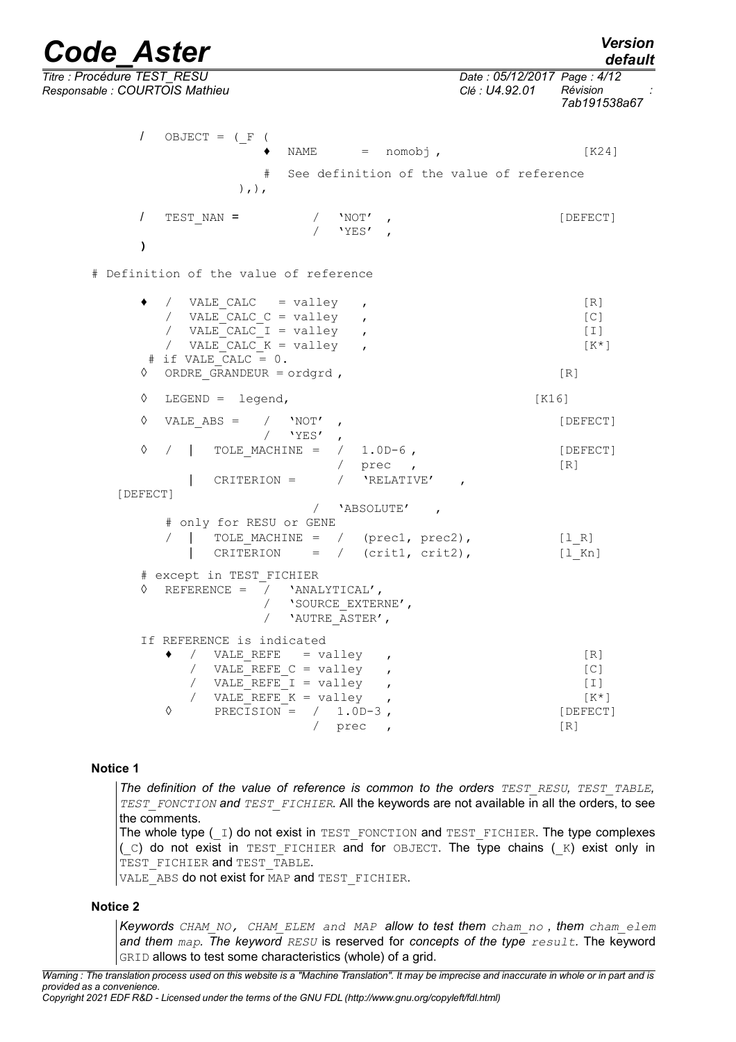```
    /  OBJECT = (_F (
                ♦  NAME      =  nomobj ,                          [K24]
                #  See definition of the value of reference
             ),),

    /  TEST_NAN =         /  'NOT'  ,                             [DEFECT]
                          /  'YES'  ,
    )

# Definition of the value of reference

    ♦  /  VALE_CALC   = valley   ,                                [R]
       /  VALE_CALC_C = valley   ,                                [C]
       /  VALE_CALC_I = valley   ,                                [I]
       /  VALE_CALC_K = valley   ,                                [K*]
     # if VALE_CALC = 0.
    ◊  ORDRE_GRANDEUR = ordgrd ,                                  [R]

    ◊  LEGEND =  legend,                                          [K16]

    ◊  VALE_ABS =   /  'NOT'  ,                                   [DEFECT]
                    /  'YES'  ,
    ◊  /  |  TOLE_MACHINE =  /  1.0D-6 ,                          [DEFECT]
                             /  prec  ,                           [R]
          |  CRITERION =     /  'RELATIVE'   ,
[DEFECT]
                             /  'ABSOLUTE'   ,
       # only for RESU or GENE
       /  |  TOLE_MACHINE =  /  (prec1, prec2),                   [l_R]
          |  CRITERION    =  /  (crit1, crit2),                   [l_Kn]

    # except in TEST_FICHIER
    ◊  REFERENCE =  /  'ANALYTICAL',
                    /  'SOURCE_EXTERNE',
                    /  'AUTRE_ASTER',

    If REFERENCE is indicated
       ♦  /  VALE_REFE   = valley   ,                             [R]
          /  VALE_REFE_C = valley   ,                             [C]
          /  VALE_REFE_I = valley   ,                             [I]
          /  VALE_REFE_K = valley   ,                             [K*]
       ◊     PRECISION =  /  1.0D-3 ,                             [DEFECT]
                          /  prec   ,                             [R]
```

**Notice 1**

*The definition of the value of reference is common to the orders `TEST_RESU`, `TEST_TABLE`, `TEST_FONCTION` and `TEST_FICHIER`.* All the keywords are not available in all the orders, to see the comments.
The whole type (`_I`) do not exist in `TEST_FONCTION` and `TEST_FICHIER`. The type complexes (`_C`) do not exist in `TEST_FICHIER` and for `OBJECT`. The type chains (`_K`) exist only in `TEST_FICHIER` and `TEST_TABLE`.
`VALE_ABS` do not exist for `MAP` and `TEST_FICHIER`.

**Notice 2**

*Keywords `CHAM_NO, CHAM_ELEM and MAP` allow to test them `cham_no` , them `cham_elem` and them `map`. The keyword `RESU`* is reserved for *concepts of the type `result`.* The keyword `GRID` allows to test some characteristics (whole) of a grid.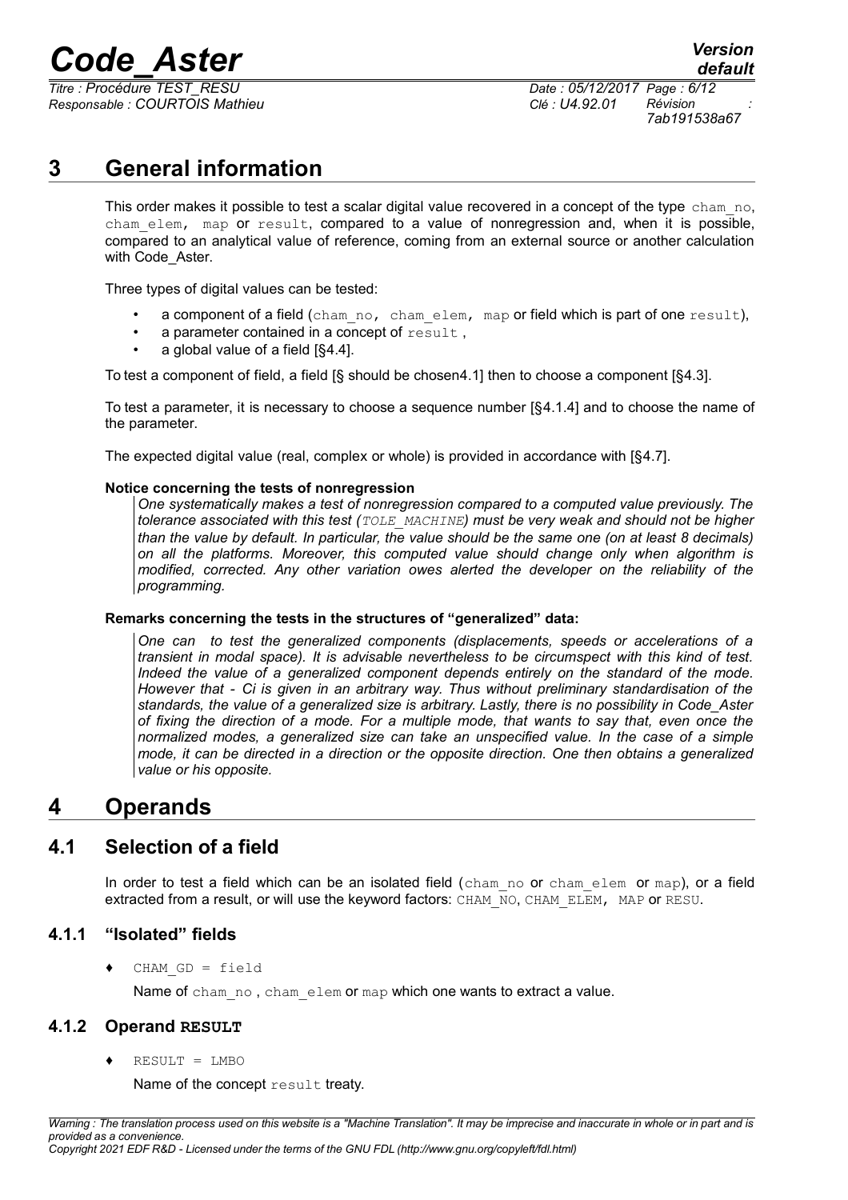# 3 General information

This order makes it possible to test a scalar digital value recovered in a concept of the type `cham_no`, `cham_elem`, `map` or `result`, compared to a value of nonregression and, when it is possible, compared to an analytical value of reference, coming from an external source or another calculation with Code_Aster.

Three types of digital values can be tested:

- a component of a field (`cham_no`, `cham_elem`, `map` or field which is part of one `result`),
- a parameter contained in a concept of `result` ,
- a global value of a field [§4.4].

To test a component of field, a field [§ should be chosen4.1] then to choose a component [§4.3].

To test a parameter, it is necessary to choose a sequence number [§4.1.4] and to choose the name of the parameter.

The expected digital value (real, complex or whole) is provided in accordance with [§4.7].

**Notice concerning the tests of nonregression**

*One systematically makes a test of nonregression compared to a computed value previously. The tolerance associated with this test (`TOLE_MACHINE`) must be very weak and should not be higher than the value by default. In particular, the value should be the same one (on at least 8 decimals) on all the platforms. Moreover, this computed value should change only when algorithm is modified, corrected. Any other variation owes alerted the developer on the reliability of the programming.*

**Remarks concerning the tests in the structures of "generalized" data:**

*One can to test the generalized components (displacements, speeds or accelerations of a transient in modal space). It is advisable nevertheless to be circumspect with this kind of test. Indeed the value of a generalized component depends entirely on the standard of the mode. However that - Ci is given in an arbitrary way. Thus without preliminary standardisation of the standards, the value of a generalized size is arbitrary. Lastly, there is no possibility in Code_Aster of fixing the direction of a mode. For a multiple mode, that wants to say that, even once the normalized modes, a generalized size can take an unspecified value. In the case of a simple mode, it can be directed in a direction or the opposite direction. One then obtains a generalized value or his opposite.*

# 4 Operands

## 4.1 Selection of a field

In order to test a field which can be an isolated field (`cham_no` or `cham_elem` or `map`), or a field extracted from a result, or will use the keyword factors: `CHAM_NO`, `CHAM_ELEM`, `MAP` or `RESU`.

### 4.1.1 "Isolated" fields

♦ `CHAM_GD = field`

Name of `cham_no` , `cham_elem` or `map` which one wants to extract a value.

### 4.1.2 Operand `RESULT`

♦ `RESULT = LMBO`

Name of the concept `result` treaty.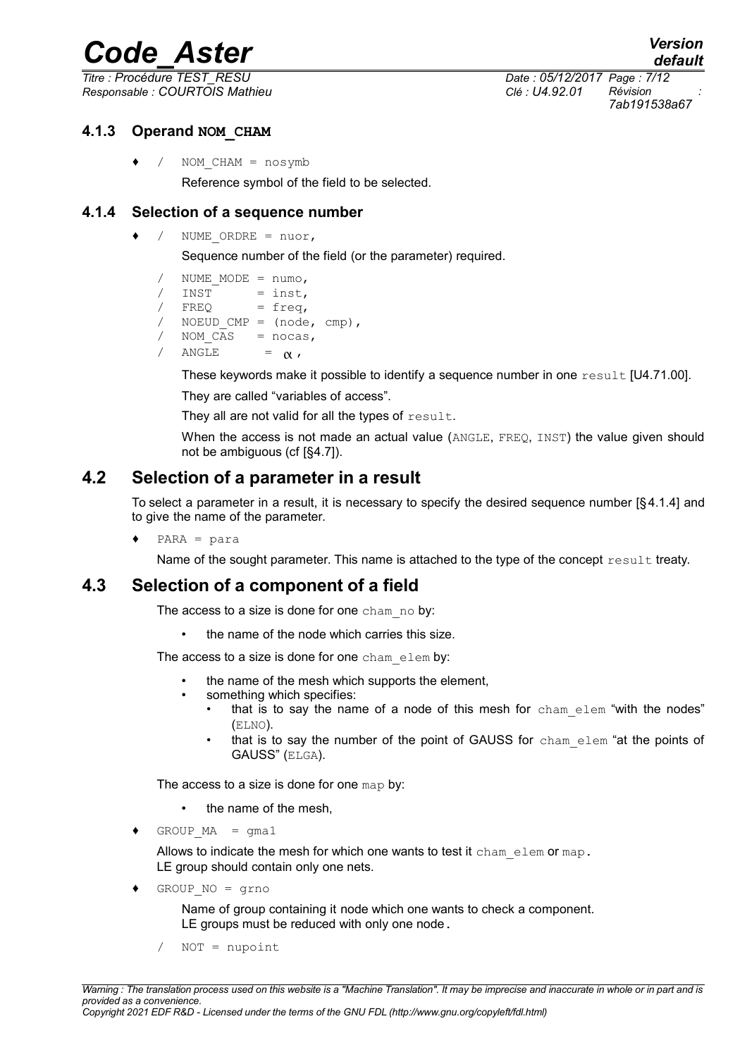### 4.1.3 Operand NOM_CHAM

♦ / `NOM_CHAM = nosymb`

Reference symbol of the field to be selected.

### 4.1.4 Selection of a sequence number

♦ / `NUME_ORDRE = nuor,`

Sequence number of the field (or the parameter) required.

```
/  NUME_MODE = numo,
/  INST      = inst,
/  FREQ      = freq,
/  NOEUD_CMP = (node, cmp),
/  NOM_CAS   = nocas,
/  ANGLE     = α,
```

These keywords make it possible to identify a sequence number in one `result` [U4.71.00].

They are called "variables of access".

They all are not valid for all the types of `result`.

When the access is not made an actual value (`ANGLE`, `FREQ`, `INST`) the value given should not be ambiguous (cf [§4.7]).

## 4.2 Selection of a parameter in a result

To select a parameter in a result, it is necessary to specify the desired sequence number [§4.1.4] and to give the name of the parameter.

♦ `PARA = para`

Name of the sought parameter. This name is attached to the type of the concept `result` treaty.

## 4.3 Selection of a component of a field

The access to a size is done for one `cham_no` by:

- the name of the node which carries this size.

The access to a size is done for one `cham_elem` by:

- the name of the mesh which supports the element,
- something which specifies:
  - that is to say the name of a node of this mesh for `cham_elem` "with the nodes" (`ELNO`).
  - that is to say the number of the point of GAUSS for `cham_elem` "at the points of GAUSS" (`ELGA`).

The access to a size is done for one `map` by:

- the name of the mesh,

♦ `GROUP_MA = gma1`

Allows to indicate the mesh for which one wants to test it `cham_elem` or `map`.
LE group should contain only one nets.

♦ `GROUP_NO = grno`

Name of group containing it node which one wants to check a component.
LE groups must be reduced with only one node.

/ `NOT = nupoint`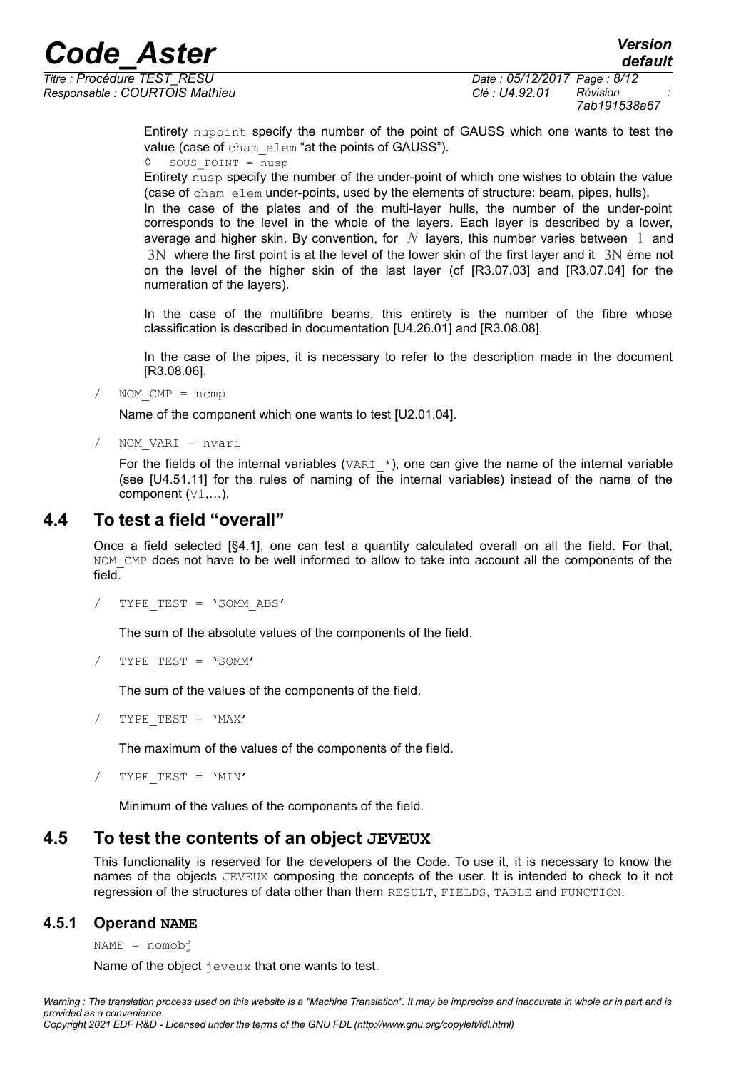Entirety nupoint specify the number of the point of GAUSS which one wants to test the value (case of cham_elem "at the points of GAUSS").

◊ SOUS_POINT = nusp

Entirety nusp specify the number of the under-point of which one wishes to obtain the value (case of cham_elem under-points, used by the elements of structure: beam, pipes, hulls).

In the case of the plates and of the multi-layer hulls, the number of the under-point corresponds to the level in the whole of the layers. Each layer is described by a lower, average and higher skin. By convention, for $N$ layers, this number varies between $1$ and $3N$ where the first point is at the level of the lower skin of the first layer and it $3N$ ème not on the level of the higher skin of the last layer (cf [R3.07.03] and [R3.07.04] for the numeration of the layers).

In the case of the multifibre beams, this entirety is the number of the fibre whose classification is described in documentation [U4.26.01] and [R3.08.08].

In the case of the pipes, it is necessary to refer to the description made in the document [R3.08.06].

/ NOM_CMP = ncmp

Name of the component which one wants to test [U2.01.04].

/ NOM_VARI = nvari

For the fields of the internal variables (VARI_*), one can give the name of the internal variable (see [U4.51.11] for the rules of naming of the internal variables) instead of the name of the component (V1,…).

## 4.4 To test a field "overall"

Once a field selected [§4.1], one can test a quantity calculated overall on all the field. For that, NOM_CMP does not have to be well informed to allow to take into account all the components of the field.

/ TYPE_TEST = 'SOMM_ABS'

The sum of the absolute values of the components of the field.

/ TYPE_TEST = 'SOMM'

The sum of the values of the components of the field.

/ TYPE_TEST = 'MAX'

The maximum of the values of the components of the field.

/ TYPE_TEST = 'MIN'

Minimum of the values of the components of the field.

## 4.5 To test the contents of an object JEVEUX

This functionality is reserved for the developers of the Code. To use it, it is necessary to know the names of the objects JEVEUX composing the concepts of the user. It is intended to check to it not regression of the structures of data other than them RESULT, FIELDS, TABLE and FUNCTION.

### 4.5.1 Operand NAME

NAME = nomobj

Name of the object jeveux that one wants to test.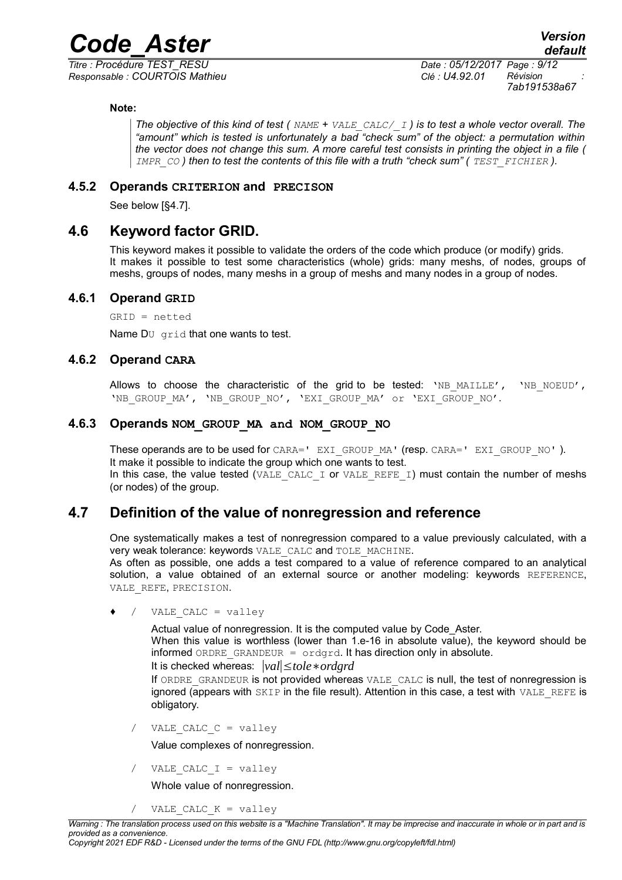**Note:**

*The objective of this kind of test ( `NAME` + `VALE_CALC/_I` ) is to test a whole vector overall. The "amount" which is tested is unfortunately a bad "check sum" of the object: a permutation within the vector does not change this sum. A more careful test consists in printing the object in a file ( `IMPR_CO` ) then to test the contents of this file with a truth "check sum" ( `TEST_FICHIER` ).*

### 4.5.2 Operands **CRITERION** and **PRECISON**

See below [§4.7].

## 4.6 Keyword factor GRID.

This keyword makes it possible to validate the orders of the code which produce (or modify) grids. It makes it possible to test some characteristics (whole) grids: many meshs, of nodes, groups of meshs, groups of nodes, many meshs in a group of meshs and many nodes in a group of nodes.

### 4.6.1 Operand **GRID**

`GRID = netted`

Name DU `grid` that one wants to test.

### 4.6.2 Operand **CARA**

Allows to choose the characteristic of the grid to be tested: `'NB_MAILLE', 'NB_NOEUD', 'NB_GROUP_MA', 'NB_GROUP_NO', 'EXI_GROUP_MA' or 'EXI_GROUP_NO'`.

### 4.6.3 Operands **NOM_GROUP_MA** and **NOM_GROUP_NO**

These operands are to be used for `CARA=' EXI_GROUP_MA'` (resp. `CARA=' EXI_GROUP_NO'` ).
It make it possible to indicate the group which one wants to test.
In this case, the value tested (`VALE_CALC_I` or `VALE_REFE_I`) must contain the number of meshs (or nodes) of the group.

## 4.7 Definition of the value of nonregression and reference

One systematically makes a test of nonregression compared to a value previously calculated, with a very weak tolerance: keywords `VALE_CALC` and `TOLE_MACHINE`.
As often as possible, one adds a test compared to a value of reference compared to an analytical solution, a value obtained of an external source or another modeling: keywords `REFERENCE`, `VALE_REFE`, `PRECISION`.

♦ / `VALE_CALC = valley`

Actual value of nonregression. It is the computed value by Code_Aster.
When this value is worthless (lower than 1.e-16 in absolute value), the keyword should be informed `ORDRE_GRANDEUR = ordgrd`. It has direction only in absolute.
It is checked whereas: $|val| \leq tole * ordgrd$
If `ORDRE_GRANDEUR` is not provided whereas `VALE_CALC` is null, the test of nonregression is ignored (appears with `SKIP` in the file result). Attention in this case, a test with `VALE_REFE` is obligatory.

/ `VALE_CALC_C = valley`

Value complexes of nonregression.

/ `VALE_CALC_I = valley`

Whole value of nonregression.

/ `VALE_CALC_K = valley`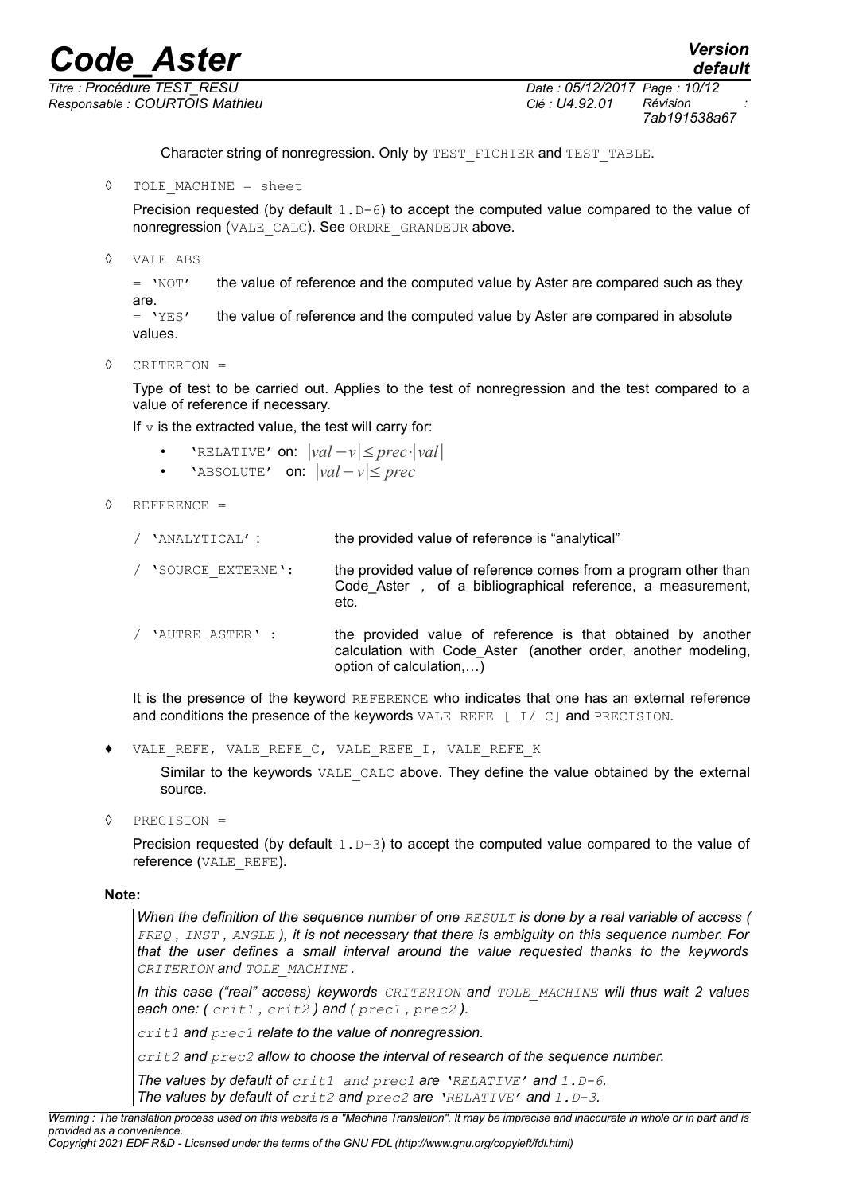Character string of nonregression. Only by `TEST_FICHIER` and `TEST_TABLE`.

◊ `TOLE_MACHINE = sheet`

Precision requested (by default `1.D-6`) to accept the computed value compared to the value of nonregression (`VALE_CALC`). See `ORDRE_GRANDEUR` above.

◊ `VALE_ABS`

= `'NOT'` the value of reference and the computed value by Aster are compared such as they are.
= `'YES'` the value of reference and the computed value by Aster are compared in absolute values.

◊ `CRITERION =`

Type of test to be carried out. Applies to the test of nonregression and the test compared to a value of reference if necessary.

If $v$ is the extracted value, the test will carry for:

- `'RELATIVE'` on: $|val - v| \leq prec \cdot |val|$
- `'ABSOLUTE'` on: $|val - v| \leq prec$

◊ `REFERENCE =`

| | |
|---|---|
| / `'ANALYTICAL'` : | the provided value of reference is "analytical" |
| / `'SOURCE_EXTERNE'`: | the provided value of reference comes from a program other than Code_Aster , of a bibliographical reference, a measurement, etc. |
| / `'AUTRE_ASTER'` : | the provided value of reference is that obtained by another calculation with Code_Aster (another order, another modeling, option of calculation,…) |

It is the presence of the keyword `REFERENCE` who indicates that one has an external reference and conditions the presence of the keywords `VALE_REFE [_I/_C]` and `PRECISION`.

♦ `VALE_REFE, VALE_REFE_C, VALE_REFE_I, VALE_REFE_K`

Similar to the keywords `VALE_CALC` above. They define the value obtained by the external source.

◊ `PRECISION =`

Precision requested (by default `1.D-3`) to accept the computed value compared to the value of reference (`VALE_REFE`).

**Note:**

*When the definition of the sequence number of one `RESULT` is done by a real variable of access ( `FREQ` , `INST` , `ANGLE` ), it is not necessary that there is ambiguity on this sequence number. For that the user defines a small interval around the value requested thanks to the keywords `CRITERION` and `TOLE_MACHINE` .*

*In this case ("real" access) keywords `CRITERION` and `TOLE_MACHINE` will thus wait 2 values each one: ( `crit1` , `crit2` ) and ( `prec1` , `prec2` ).*

*`crit1` and `prec1` relate to the value of nonregression.*

*`crit2` and `prec2` allow to choose the interval of research of the sequence number.*

*The values by default of `crit1` and `prec1` are `'RELATIVE'` and `1.D-6`.*
*The values by default of `crit2` and `prec2` are `'RELATIVE'` and `1.D-3`.*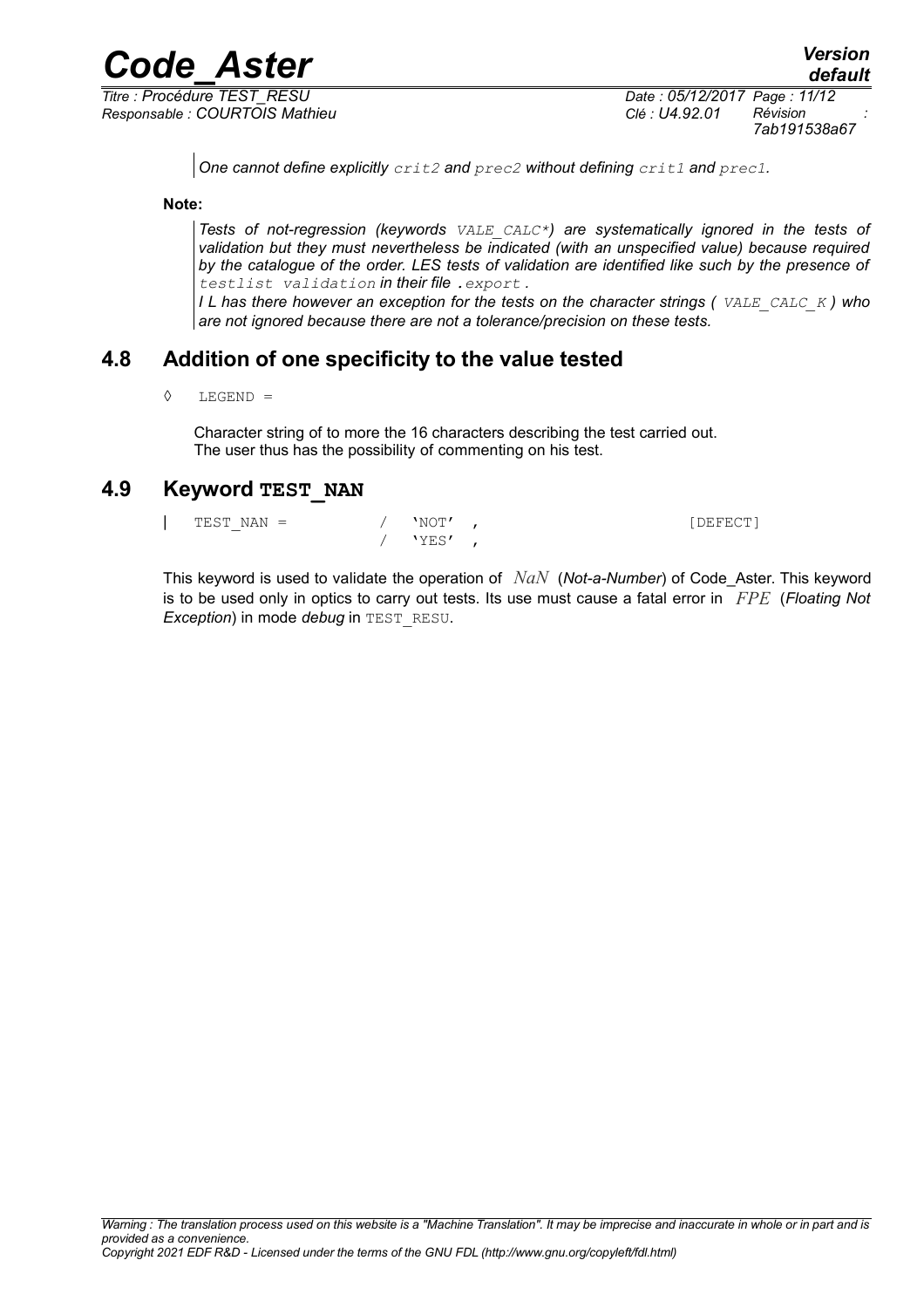*One cannot define explicitly* `crit2` *and* `prec2` *without defining* `crit1` *and* `prec1`*.*

**Note:**

*Tests of not-regression (keywords* `VALE_CALC*`*) are systematically ignored in the tests of validation but they must nevertheless be indicated (with an unspecified value) because required by the catalogue of the order. LES tests of validation are identified like such by the presence of* `testlist validation` *in their file* `.export`*.*

*I L has there however an exception for the tests on the character strings (* `VALE_CALC_K` *) who are not ignored because there are not a tolerance/precision on these tests.*

## 4.8 Addition of one specificity to the value tested

```
◊   LEGEND =
```

Character string of to more the 16 characters describing the test carried out.
The user thus has the possibility of commenting on his test.

## 4.9 Keyword TEST_NAN

```
|   TEST_NAN =          /  'NOT' ,                              [DEFECT]
                        /  'YES' ,
```

This keyword is used to validate the operation of $NaN$ (*Not-a-Number*) of Code_Aster. This keyword is to be used only in optics to carry out tests. Its use must cause a fatal error in $FPE$ (*Floating Not Exception*) in mode *debug* in `TEST_RESU`.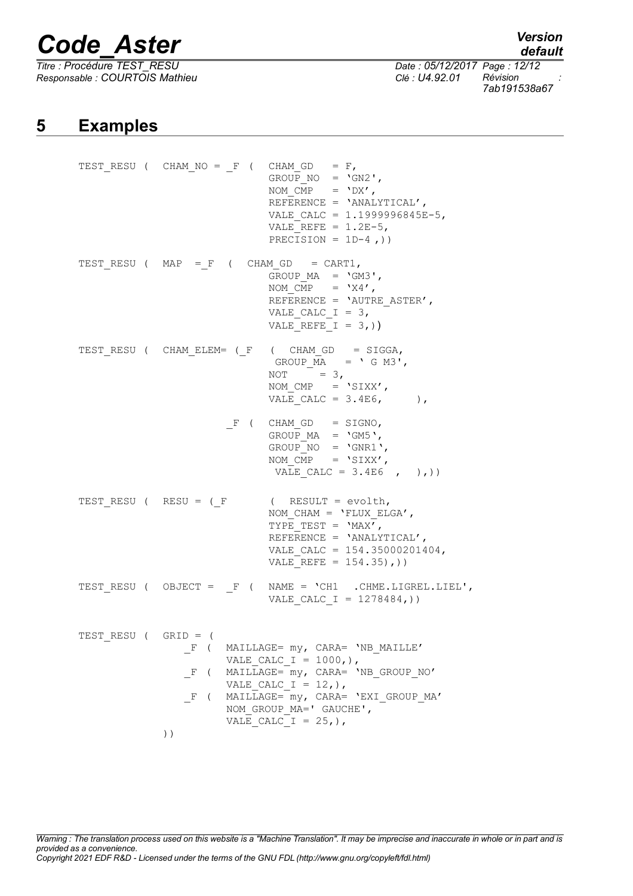# 5 Examples

```
TEST_RESU (  CHAM_NO = _F (  CHAM_GD   = F,
                             GROUP_NO  = 'GN2',
                             NOM_CMP   = 'DX',
                             REFERENCE = 'ANALYTICAL',
                             VALE_CALC = 1.1999996845E-5,
                             VALE_REFE = 1.2E-5,
                             PRECISION = 1D-4 ,))

TEST_RESU (  MAP  = F  (  CHAM_GD   = CART1,
                             GROUP_MA  = 'GM3',
                             NOM_CMP   = 'X4',
                             REFERENCE = 'AUTRE_ASTER',
                             VALE_CALC_I = 3,
                             VALE_REFE_I = 3,))

TEST_RESU (  CHAM_ELEM= (_F   (  CHAM_GD   = SIGGA,
                              GROUP_MA   = ' G M3',
                             NOT     = 3,
                             NOM_CMP   = 'SIXX',
                             VALE_CALC = 3.4E6,      ),

                        _F  (  CHAM_GD   = SIGNO,
                             GROUP_MA  = 'GM5',
                             GROUP_NO  = 'GNR1',
                             NOM_CMP   = 'SIXX',
                              VALE_CALC = 3.4E6  ,   ),))

TEST_RESU (  RESU = (_F       (  RESULT = evolth,
                             NOM_CHAM = 'FLUX_ELGA',
                             TYPE_TEST = 'MAX',
                             REFERENCE = 'ANALYTICAL',
                             VALE_CALC = 154.35000201404,
                             VALE_REFE = 154.35),))

TEST_RESU (  OBJECT =  _F (  NAME = 'CH1  .CHME.LIGREL.LIEL',
                             VALE_CALC_I = 1278484,))


TEST_RESU (  GRID = (
                _F (  MAILLAGE= my, CARA= 'NB_MAILLE'
                      VALE_CALC_I = 1000,),
                _F (  MAILLAGE= my, CARA= 'NB_GROUP_NO'
                      VALE_CALC_I = 12,),
                _F (  MAILLAGE= my, CARA= 'EXI_GROUP_MA'
                      NOM_GROUP_MA=' GAUCHE',
                      VALE_CALC_I = 25,),
             ))
```